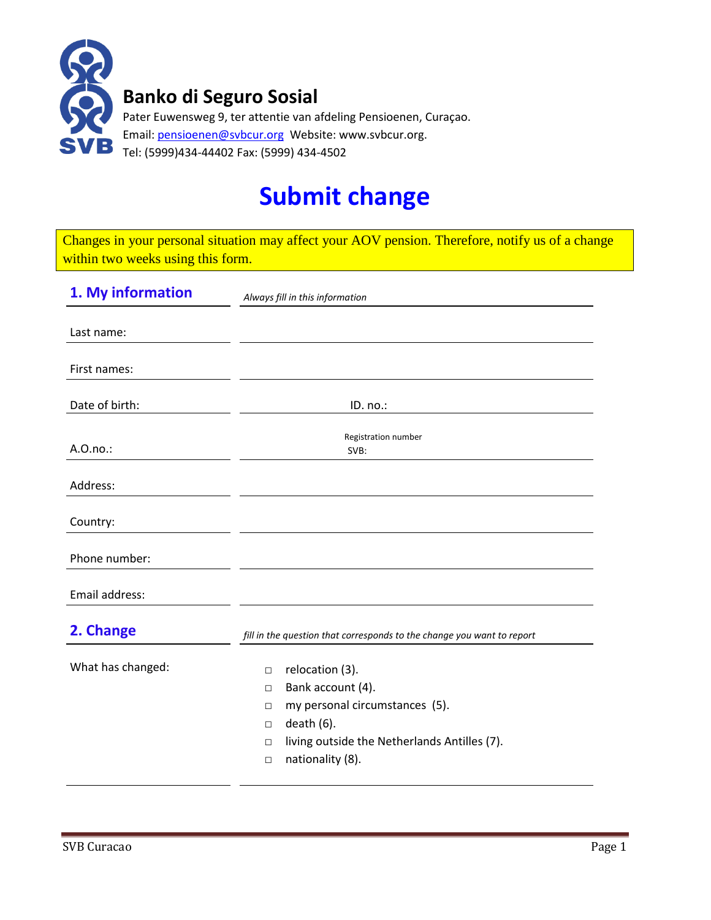# Banko di Seguro Sosial

Pater Euwensweg 9, ter attentie van afdeling Pensioenen, Curaçao.
Email: pensioenen@svbcur.org Website: www.svbcur.org.
Tel: (5999)434-44402 Fax: (5999) 434-4502

# Submit change

Changes in your personal situation may affect your AOV pension. Therefore, notify us of a change within two weeks using this form.

## 1. My information

*Always fill in this information*

| | |
|---|---|
| Last name: | |
| First names: | |
| Date of birth: | ID. no.: |
| A.O.no.: | Registration number SVB: |
| Address: | |
| Country: | |
| Phone number: | |
| Email address: | |

## 2. Change

*fill in the question that corresponds to the change you want to report*

What has changed:

- □ relocation (3).
- □ Bank account (4).
- □ my personal circumstances (5).
- □ death (6).
- □ living outside the Netherlands Antilles (7).
- □ nationality (8).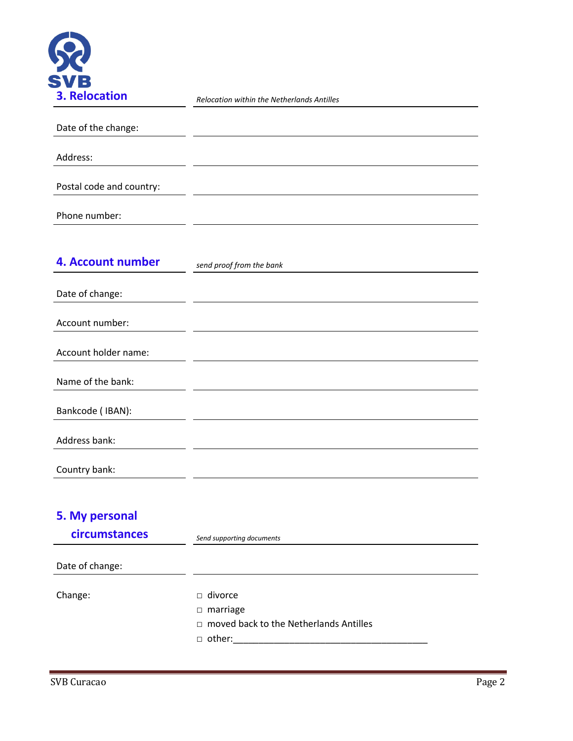## 3. Relocation

*Relocation within the Netherlands Antilles*

| | |
|---|---|
| Date of the change: | |
| Address: | |
| Postal code and country: | |
| Phone number: | |

## 4. Account number

*send proof from the bank*

| | |
|---|---|
| Date of change: | |
| Account number: | |
| Account holder name: | |
| Name of the bank: | |
| Bankcode ( IBAN): | |
| Address bank: | |
| Country bank: | |

## 5. My personal circumstances

*Send supporting documents*

| | |
|---|---|
| Date of change: | |

Change:

- □ divorce
- □ marriage
- □ moved back to the Netherlands Antilles
- □ other:_______________________________________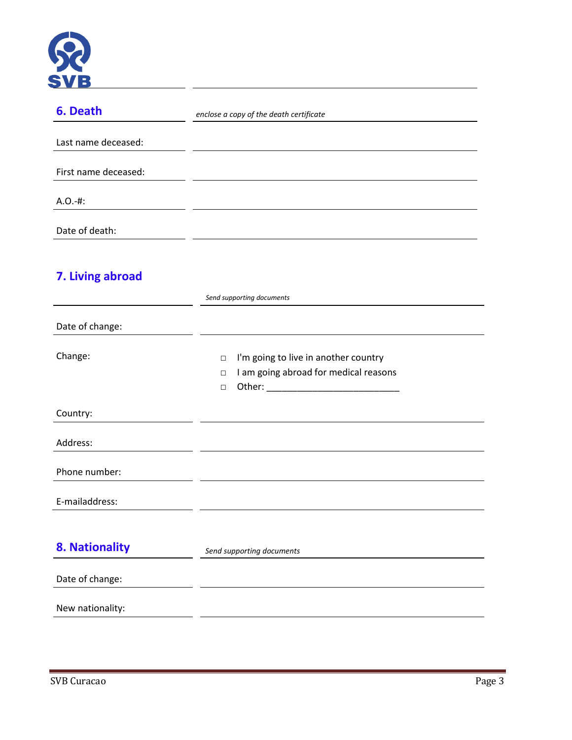## 6. Death

*enclose a copy of the death certificate*

| | |
|---|---|
| Last name deceased: | |
| First name deceased: | |
| A.O.-#: | |
| Date of death: | |

## 7. Living abroad

*Send supporting documents*

| | |
|---|---|
| Date of change: | |
| Change: | ◻ I'm going to live in another country<br>◻ I am going abroad for medical reasons<br>◻ Other: _________________________ |
| Country: | |
| Address: | |
| Phone number: | |
| E-mailaddress: | |

## 8. Nationality

*Send supporting documents*

| | |
|---|---|
| Date of change: | |
| New nationality: | |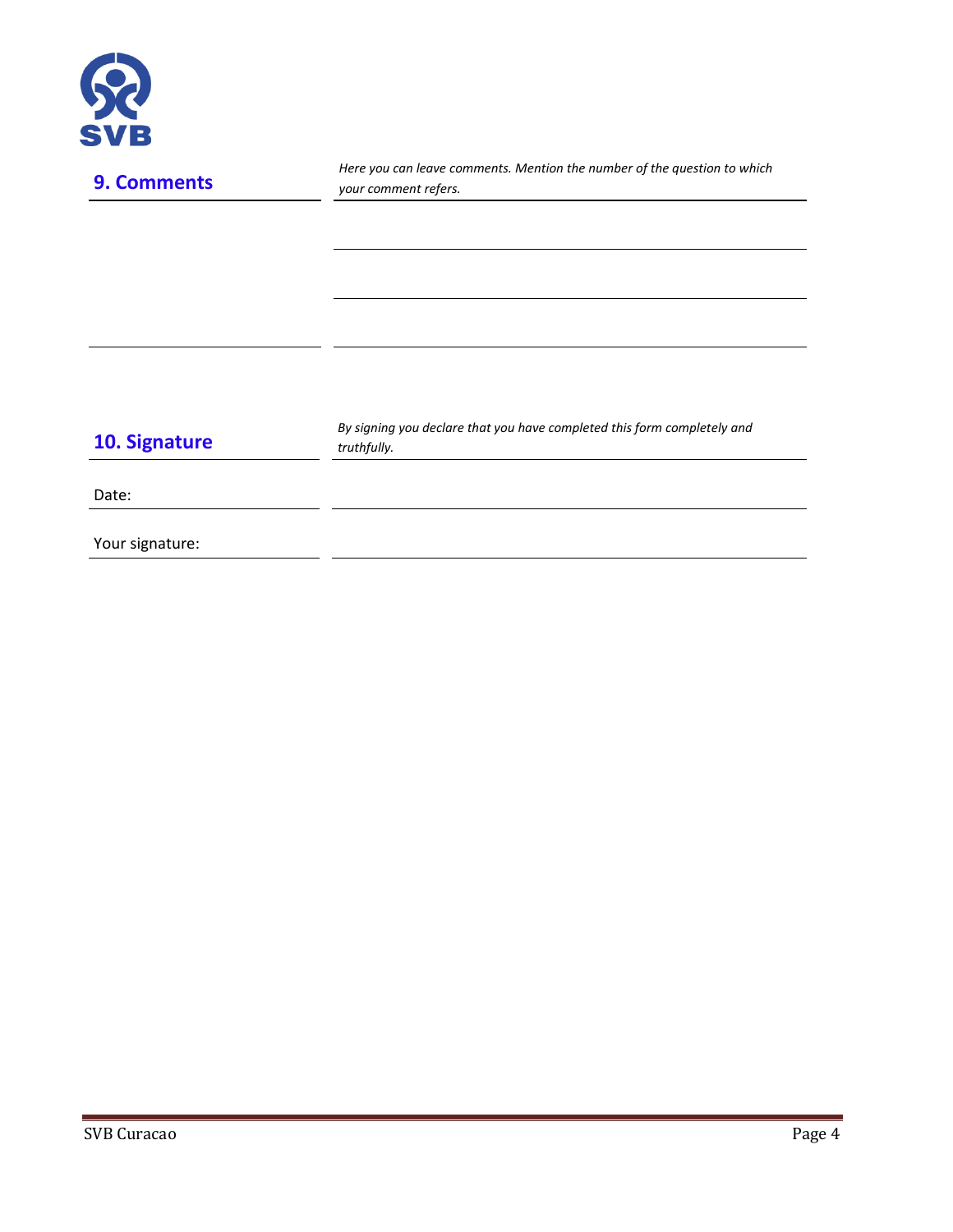## 9. Comments

*Here you can leave comments. Mention the number of the question to which your comment refers.*

## 10. Signature

*By signing you declare that you have completed this form completely and truthfully.*

Date:

Your signature: